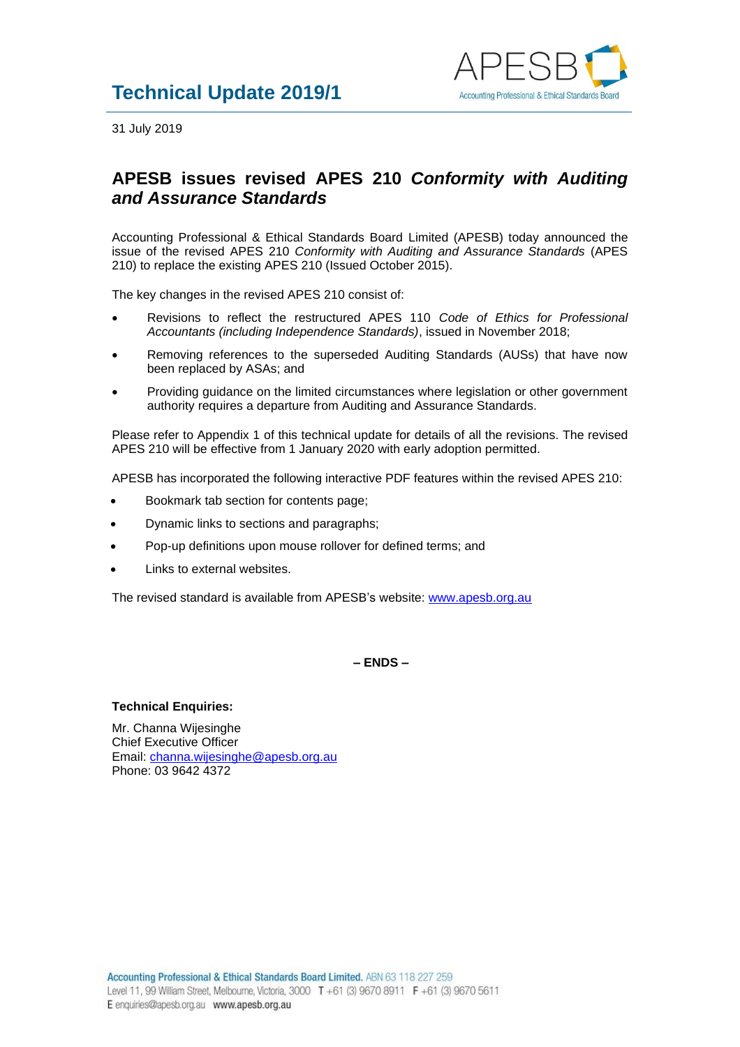# Technical Update 2019/1

31 July 2019

## APESB issues revised APES 210 *Conformity with Auditing and Assurance Standards*

Accounting Professional & Ethical Standards Board Limited (APESB) today announced the issue of the revised APES 210 *Conformity with Auditing and Assurance Standards* (APES 210) to replace the existing APES 210 (Issued October 2015).

The key changes in the revised APES 210 consist of:

- Revisions to reflect the restructured APES 110 *Code of Ethics for Professional Accountants (including Independence Standards)*, issued in November 2018;
- Removing references to the superseded Auditing Standards (AUSs) that have now been replaced by ASAs; and
- Providing guidance on the limited circumstances where legislation or other government authority requires a departure from Auditing and Assurance Standards.

Please refer to Appendix 1 of this technical update for details of all the revisions. The revised APES 210 will be effective from 1 January 2020 with early adoption permitted.

APESB has incorporated the following interactive PDF features within the revised APES 210:

- Bookmark tab section for contents page;
- Dynamic links to sections and paragraphs;
- Pop-up definitions upon mouse rollover for defined terms; and
- Links to external websites.

The revised standard is available from APESB's website: www.apesb.org.au

**– ENDS –**

**Technical Enquiries:**

Mr. Channa Wijesinghe
Chief Executive Officer
Email: channa.wijesinghe@apesb.org.au
Phone: 03 9642 4372

**Accounting Professional & Ethical Standards Board Limited.** ABN 63 118 227 259
Level 11, 99 William Street, Melbourne, Victoria, 3000 T +61 (3) 9670 8911 F +61 (3) 9670 5611
E enquiries@apesb.org.au **www.apesb.org.au**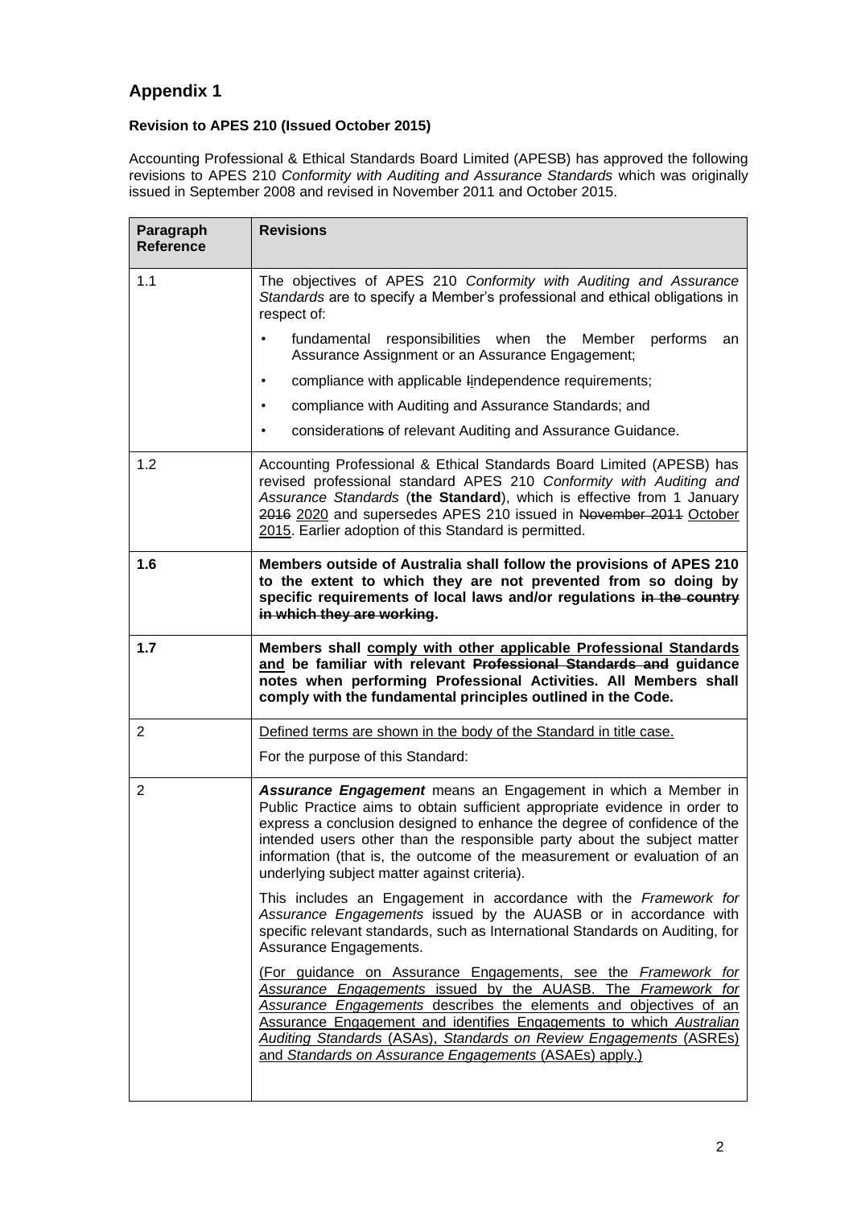## Appendix 1

### Revision to APES 210 (Issued October 2015)

Accounting Professional & Ethical Standards Board Limited (APESB) has approved the following revisions to APES 210 *Conformity with Auditing and Assurance Standards* which was originally issued in September 2008 and revised in November 2011 and October 2015.

| Paragraph Reference | Revisions |
|---|---|
| 1.1 | The objectives of APES 210 *Conformity with Auditing and Assurance Standards* are to specify a Member's professional and ethical obligations in respect of:<br>• fundamental responsibilities when the Member performs an Assurance Assignment or an Assurance Engagement;<br>• compliance with applicable ~~I~~<u>i</u>ndependence requirements;<br>• compliance with Auditing and Assurance Standards; and<br>• consideration~~s~~ of relevant Auditing and Assurance Guidance. |
| 1.2 | Accounting Professional & Ethical Standards Board Limited (APESB) has revised professional standard APES 210 *Conformity with Auditing and Assurance Standards* (**the Standard**), which is effective from 1 January ~~2016~~ <u>2020</u> and supersedes APES 210 issued in ~~November 2011~~ <u>October 2015</u>. Earlier adoption of this Standard is permitted. |
| **1.6** | **Members outside of Australia shall follow the provisions of APES 210 to the extent to which they are not prevented from so doing by specific requirements of local laws and/or regulations ~~in the country in which they are working~~.** |
| **1.7** | **Members shall <u>comply with other applicable Professional Standards and</u> be familiar with relevant ~~Professional Standards and~~ guidance notes when performing Professional Activities. All Members shall comply with the fundamental principles outlined in the Code.** |
| 2 | <u>Defined terms are shown in the body of the Standard in title case.</u><br>For the purpose of this Standard: |
| 2 | ***Assurance Engagement*** means an Engagement in which a Member in Public Practice aims to obtain sufficient appropriate evidence in order to express a conclusion designed to enhance the degree of confidence of the intended users other than the responsible party about the subject matter information (that is, the outcome of the measurement or evaluation of an underlying subject matter against criteria).<br>This includes an Engagement in accordance with the *Framework for Assurance Engagements* issued by the AUASB or in accordance with specific relevant standards, such as International Standards on Auditing, for Assurance Engagements.<br><u>(For guidance on Assurance Engagements, see the *Framework for Assurance Engagements* issued by the AUASB. The *Framework for Assurance Engagements* describes the elements and objectives of an Assurance Engagement and identifies Engagements to which *Australian Auditing Standards* (ASAs), *Standards on Review Engagements* (ASREs) and *Standards on Assurance Engagements* (ASAEs) apply.)</u> |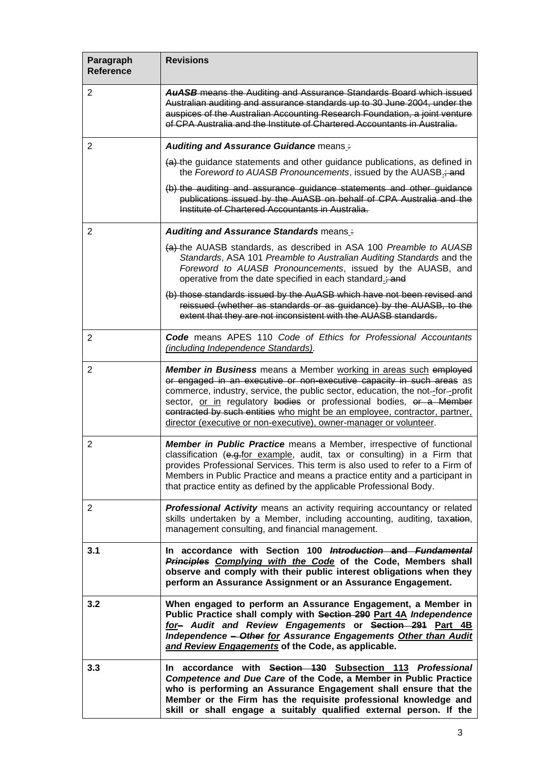| Paragraph Reference | Revisions |
|---|---|
| 2 | ~~***AuASB*** means the Auditing and Assurance Standards Board which issued Australian auditing and assurance standards up to 30 June 2004, under the auspices of the Australian Accounting Research Foundation, a joint venture of CPA Australia and the Institute of Chartered Accountants in Australia.~~ |
| 2 | ***Auditing and Assurance Guidance*** means <u>.</u>~~:~~<br>~~(a)~~ the guidance statements and other guidance publications, as defined in the *Foreword to AUASB Pronouncements*, issued by the AUASB<u>.</u>~~; and~~<br>~~(b) the auditing and assurance guidance statements and other guidance publications issued by the AuASB on behalf of CPA Australia and the Institute of Chartered Accountants in Australia.~~ |
| 2 | ***Auditing and Assurance Standards*** means <u>.</u>~~:~~<br>~~(a)~~ the AUASB standards, as described in ASA 100 *Preamble to AUASB Standards*, ASA 101 *Preamble to Australian Auditing Standards* and the *Foreword to AUASB Pronouncements*, issued by the AUASB, and operative from the date specified in each standard<u>.</u>~~; and~~<br>~~(b) those standards issued by the AuASB which have not been revised and reissued (whether as standards or as guidance) by the AUASB, to the extent that they are not inconsistent with the AUASB standards.~~ |
| 2 | ***Code*** means APES 110 *Code of Ethics for Professional Accountants <u>(including Independence Standards)</u>*. |
| 2 | ***Member in Business*** means a Member <u>working in areas such</u> ~~employed or engaged in an executive or non-executive capacity in such areas~~ as commerce, industry, service, the public sector, education, the not-~~-~~for-~~-~~profit sector, <u>or in</u> regulatory ~~bodies~~ or professional bodies, ~~or a Member contracted by such entities~~ <u>who might be an employee, contractor, partner, director (executive or non-executive), owner-manager or volunteer</u>. |
| 2 | ***Member in Public Practice*** means a Member, irrespective of functional classification (~~e.g.~~<u>for example</u>, audit, tax or consulting) in a Firm that provides Professional Services. This term is also used to refer to a Firm of Members in Public Practice and means a practice entity and a participant in that practice entity as defined by the applicable Professional Body. |
| 2 | ***Professional Activity*** means an activity requiring accountancy or related skills undertaken by a Member, including accounting, auditing, tax~~ation~~, management consulting, and financial management. |
| **3.1** | **In accordance with Section 100 ~~*Introduction and Fundamental Principles*~~ <u>*Complying with the Code*</u> of the Code, Members shall observe and comply with their public interest obligations when they perform an Assurance Assignment or an Assurance Engagement.** |
| **3.2** | **When engaged to perform an Assurance Engagement, a Member in Public Practice shall comply with ~~Section 290~~ <u>Part 4A</u> *Independence <u>for</u>~~–~~ Audit and Review Engagements* or ~~Section 291~~ <u>Part 4B</u> *Independence ~~– Other~~ <u>for</u> Assurance Engagements <u>Other than Audit and Review Engagements</u>* of the Code, as applicable.** |
| **3.3** | **In accordance with ~~Section 130~~ <u>Subsection 113</u> *Professional Competence and Due Care* of the Code, a Member in Public Practice who is performing an Assurance Engagement shall ensure that the Member or the Firm has the requisite professional knowledge and skill or shall engage a suitably qualified external person. If the** |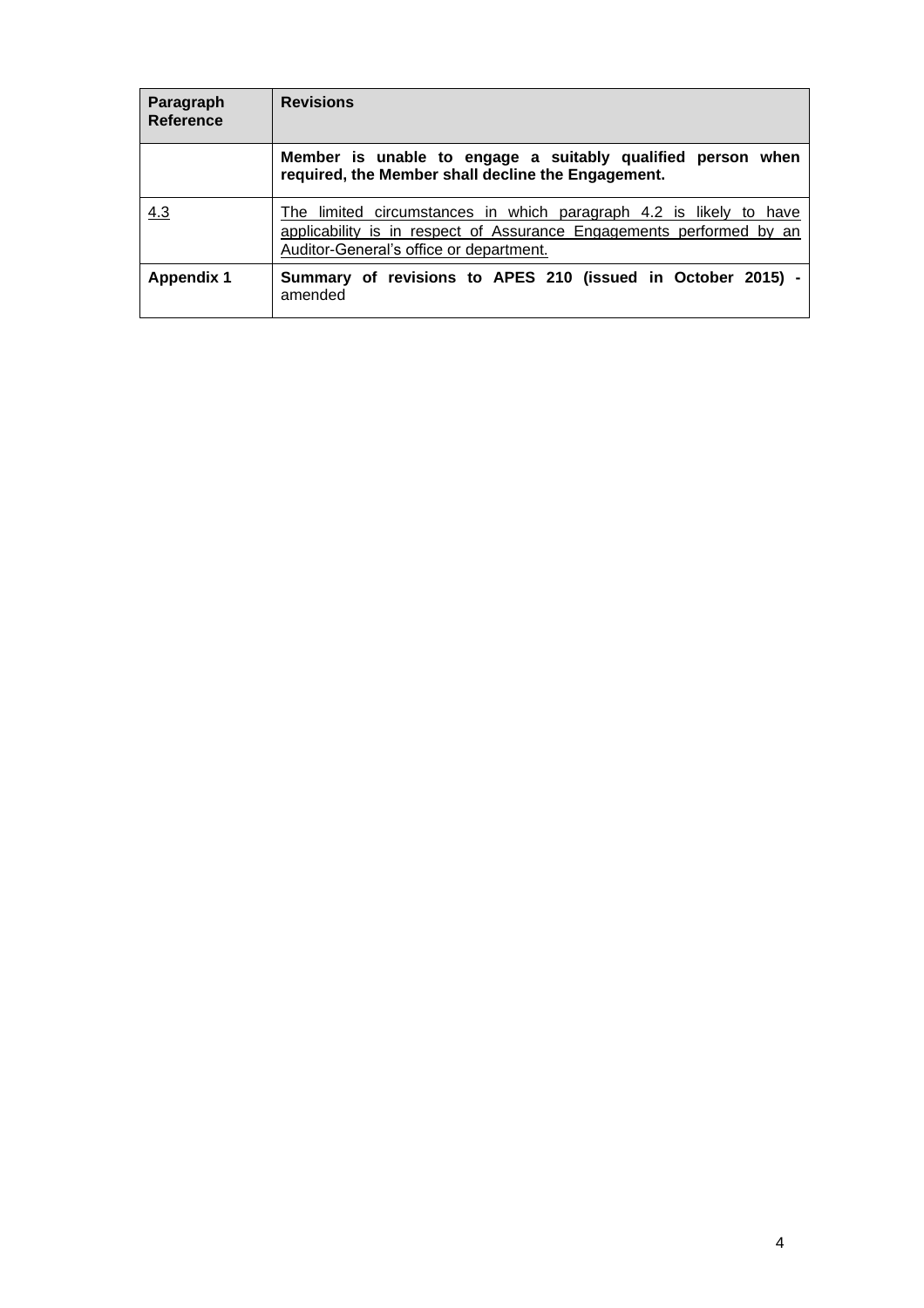| Paragraph Reference | Revisions |
|---|---|
| | **Member is unable to engage a suitably qualified person when required, the Member shall decline the Engagement.** |
| <u>4.3</u> | <u>The limited circumstances in which paragraph 4.2 is likely to have applicability is in respect of Assurance Engagements performed by an Auditor-General's office or department.</u> |
| **Appendix 1** | **Summary of revisions to APES 210 (issued in October 2015) -** amended |